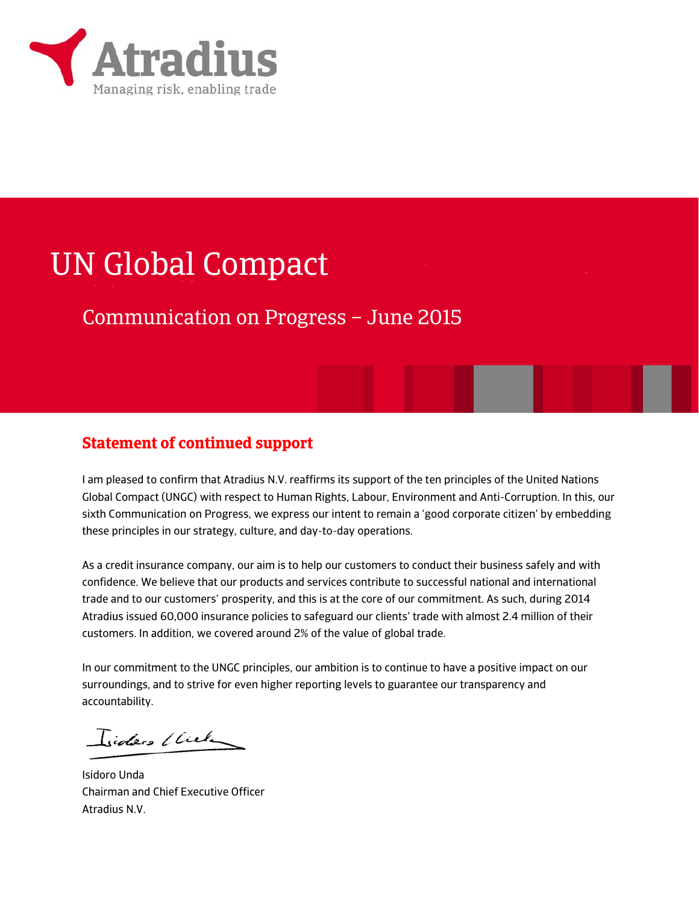Atradius

Managing risk, enabling trade

# UN Global Compact

## Communication on Progress – June 2015

### Statement of continued support

I am pleased to confirm that Atradius N.V. reaffirms its support of the ten principles of the United Nations Global Compact (UNGC) with respect to Human Rights, Labour, Environment and Anti-Corruption. In this, our sixth Communication on Progress, we express our intent to remain a 'good corporate citizen' by embedding these principles in our strategy, culture, and day-to-day operations.

As a credit insurance company, our aim is to help our customers to conduct their business safely and with confidence. We believe that our products and services contribute to successful national and international trade and to our customers' prosperity, and this is at the core of our commitment. As such, during 2014 Atradius issued 60,000 insurance policies to safeguard our clients' trade with almost 2.4 million of their customers. In addition, we covered around 2% of the value of global trade.

In our commitment to the UNGC principles, our ambition is to continue to have a positive impact on our surroundings, and to strive for even higher reporting levels to guarantee our transparency and accountability.

Isidoro Unda  
Chairman and Chief Executive Officer  
Atradius N.V.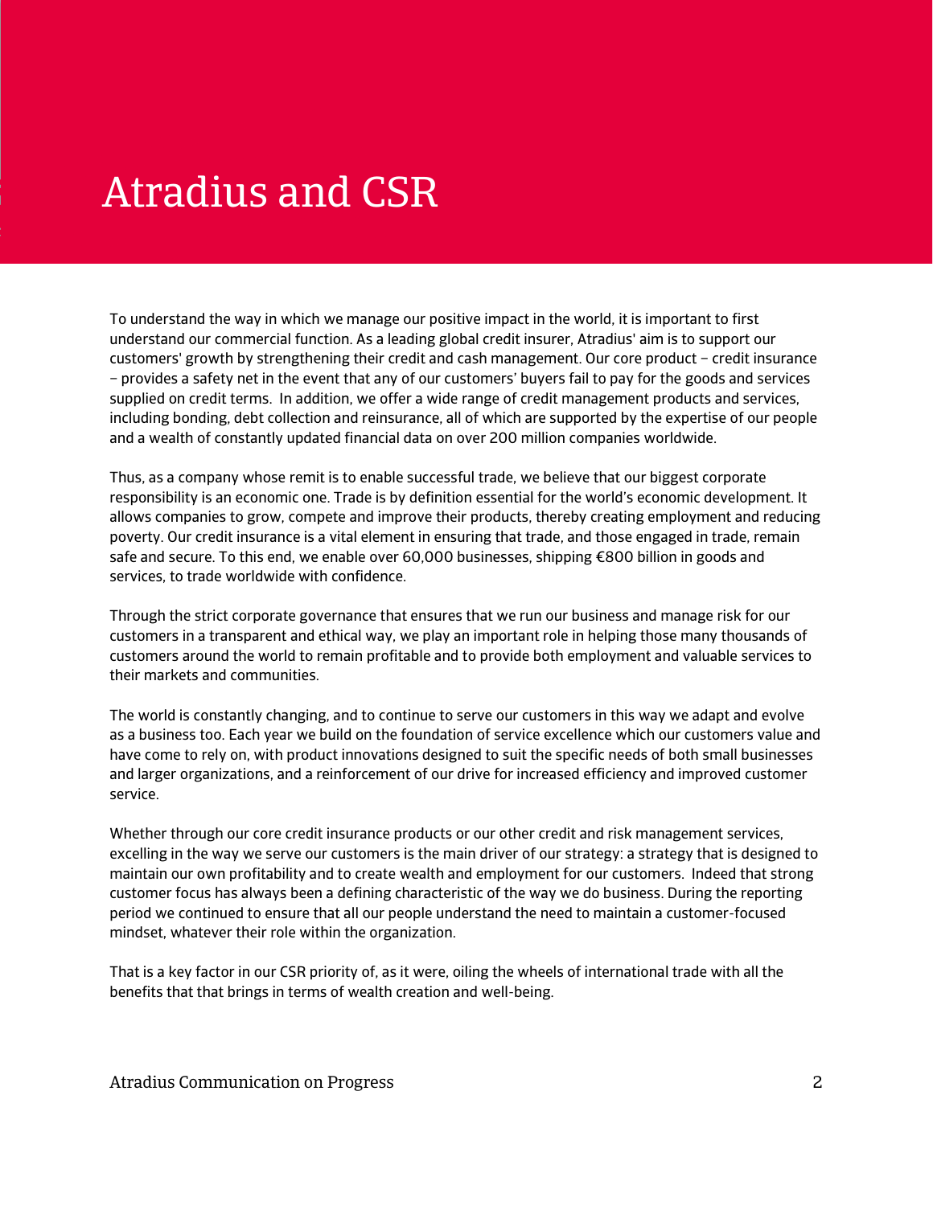# Atradius and CSR

To understand the way in which we manage our positive impact in the world, it is important to first understand our commercial function. As a leading global credit insurer, Atradius' aim is to support our customers' growth by strengthening their credit and cash management. Our core product – credit insurance – provides a safety net in the event that any of our customers' buyers fail to pay for the goods and services supplied on credit terms. In addition, we offer a wide range of credit management products and services, including bonding, debt collection and reinsurance, all of which are supported by the expertise of our people and a wealth of constantly updated financial data on over 200 million companies worldwide.

Thus, as a company whose remit is to enable successful trade, we believe that our biggest corporate responsibility is an economic one. Trade is by definition essential for the world's economic development. It allows companies to grow, compete and improve their products, thereby creating employment and reducing poverty. Our credit insurance is a vital element in ensuring that trade, and those engaged in trade, remain safe and secure. To this end, we enable over 60,000 businesses, shipping €800 billion in goods and services, to trade worldwide with confidence.

Through the strict corporate governance that ensures that we run our business and manage risk for our customers in a transparent and ethical way, we play an important role in helping those many thousands of customers around the world to remain profitable and to provide both employment and valuable services to their markets and communities.

The world is constantly changing, and to continue to serve our customers in this way we adapt and evolve as a business too. Each year we build on the foundation of service excellence which our customers value and have come to rely on, with product innovations designed to suit the specific needs of both small businesses and larger organizations, and a reinforcement of our drive for increased efficiency and improved customer service.

Whether through our core credit insurance products or our other credit and risk management services, excelling in the way we serve our customers is the main driver of our strategy: a strategy that is designed to maintain our own profitability and to create wealth and employment for our customers. Indeed that strong customer focus has always been a defining characteristic of the way we do business. During the reporting period we continued to ensure that all our people understand the need to maintain a customer-focused mindset, whatever their role within the organization.

That is a key factor in our CSR priority of, as it were, oiling the wheels of international trade with all the benefits that that brings in terms of wealth creation and well-being.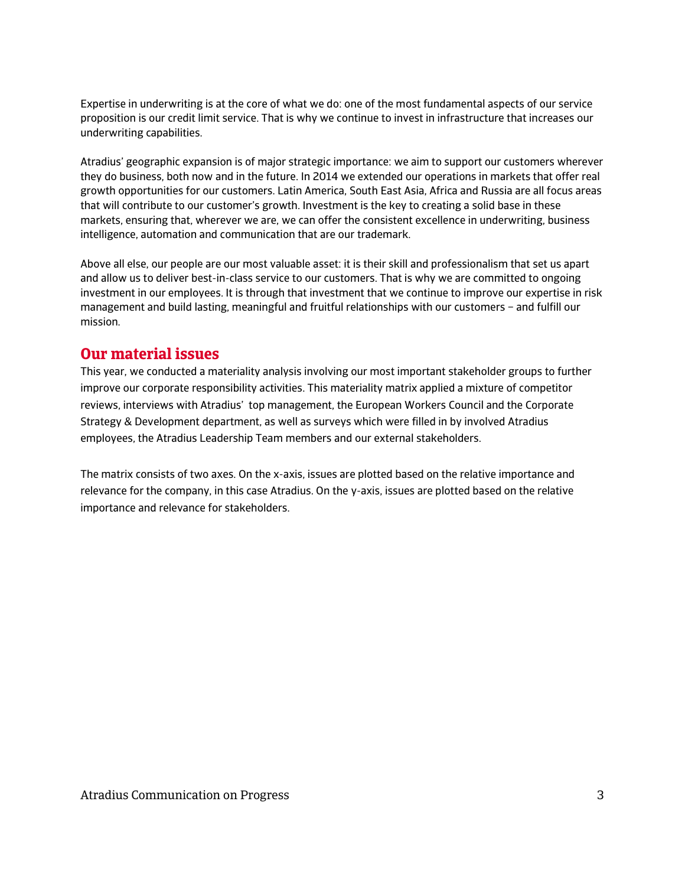Expertise in underwriting is at the core of what we do: one of the most fundamental aspects of our service proposition is our credit limit service. That is why we continue to invest in infrastructure that increases our underwriting capabilities.

Atradius' geographic expansion is of major strategic importance: we aim to support our customers wherever they do business, both now and in the future. In 2014 we extended our operations in markets that offer real growth opportunities for our customers. Latin America, South East Asia, Africa and Russia are all focus areas that will contribute to our customer's growth. Investment is the key to creating a solid base in these markets, ensuring that, wherever we are, we can offer the consistent excellence in underwriting, business intelligence, automation and communication that are our trademark.

Above all else, our people are our most valuable asset: it is their skill and professionalism that set us apart and allow us to deliver best-in-class service to our customers. That is why we are committed to ongoing investment in our employees. It is through that investment that we continue to improve our expertise in risk management and build lasting, meaningful and fruitful relationships with our customers – and fulfill our mission.

## Our material issues

This year, we conducted a materiality analysis involving our most important stakeholder groups to further improve our corporate responsibility activities. This materiality matrix applied a mixture of competitor reviews, interviews with Atradius' top management, the European Workers Council and the Corporate Strategy & Development department, as well as surveys which were filled in by involved Atradius employees, the Atradius Leadership Team members and our external stakeholders.

The matrix consists of two axes. On the x-axis, issues are plotted based on the relative importance and relevance for the company, in this case Atradius. On the y-axis, issues are plotted based on the relative importance and relevance for stakeholders.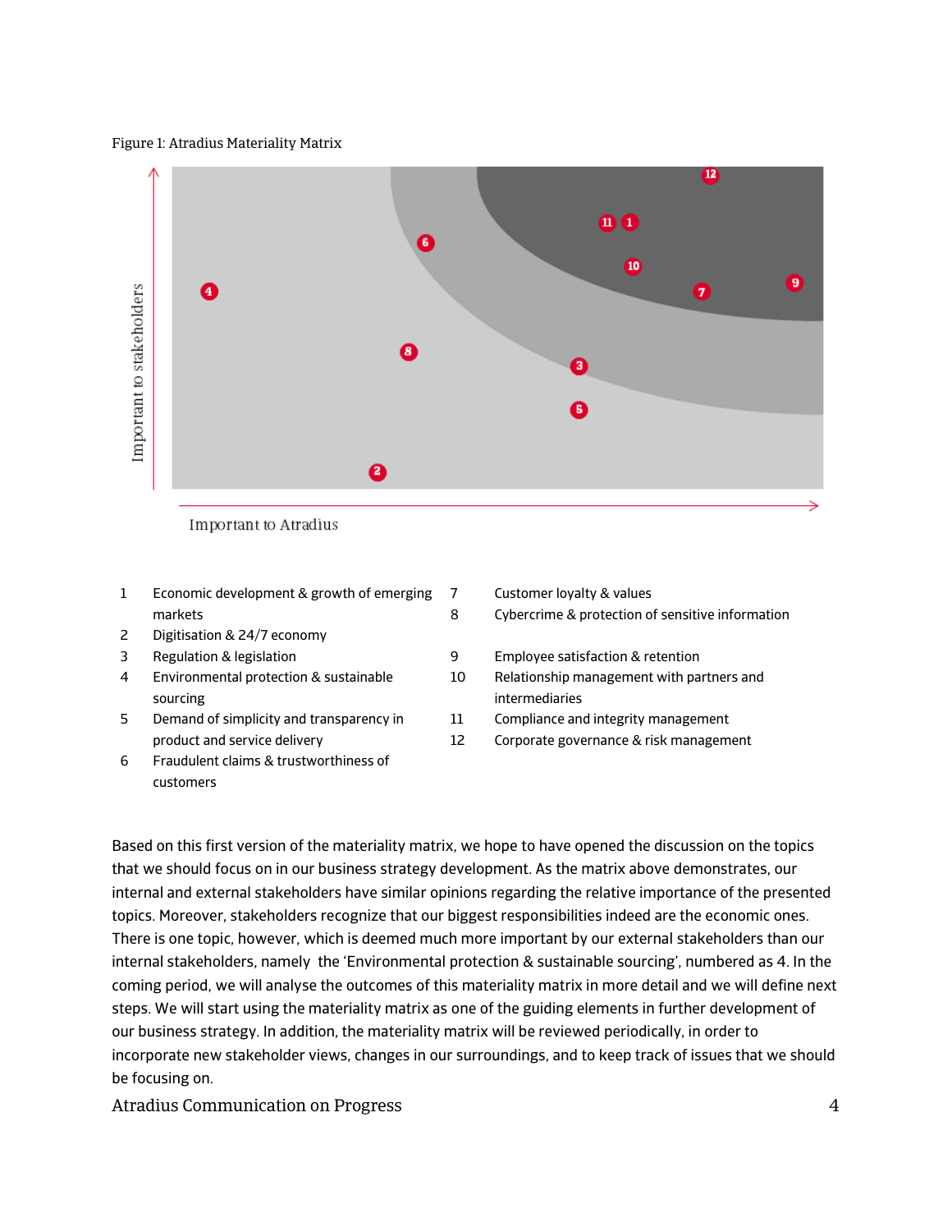Figure 1: Atradius Materiality Matrix

Important to stakeholders

Important to Atradius

1 Economic development & growth of emerging markets
2 Digitisation & 24/7 economy
3 Regulation & legislation
4 Environmental protection & sustainable sourcing
5 Demand of simplicity and transparency in product and service delivery
6 Fraudulent claims & trustworthiness of customers
7 Customer loyalty & values
8 Cybercrime & protection of sensitive information
9 Employee satisfaction & retention
10 Relationship management with partners and intermediaries
11 Compliance and integrity management
12 Corporate governance & risk management

Based on this first version of the materiality matrix, we hope to have opened the discussion on the topics that we should focus on in our business strategy development. As the matrix above demonstrates, our internal and external stakeholders have similar opinions regarding the relative importance of the presented topics. Moreover, stakeholders recognize that our biggest responsibilities indeed are the economic ones. There is one topic, however, which is deemed much more important by our external stakeholders than our internal stakeholders, namely the 'Environmental protection & sustainable sourcing', numbered as 4. In the coming period, we will analyse the outcomes of this materiality matrix in more detail and we will define next steps. We will start using the materiality matrix as one of the guiding elements in further development of our business strategy. In addition, the materiality matrix will be reviewed periodically, in order to incorporate new stakeholder views, changes in our surroundings, and to keep track of issues that we should be focusing on.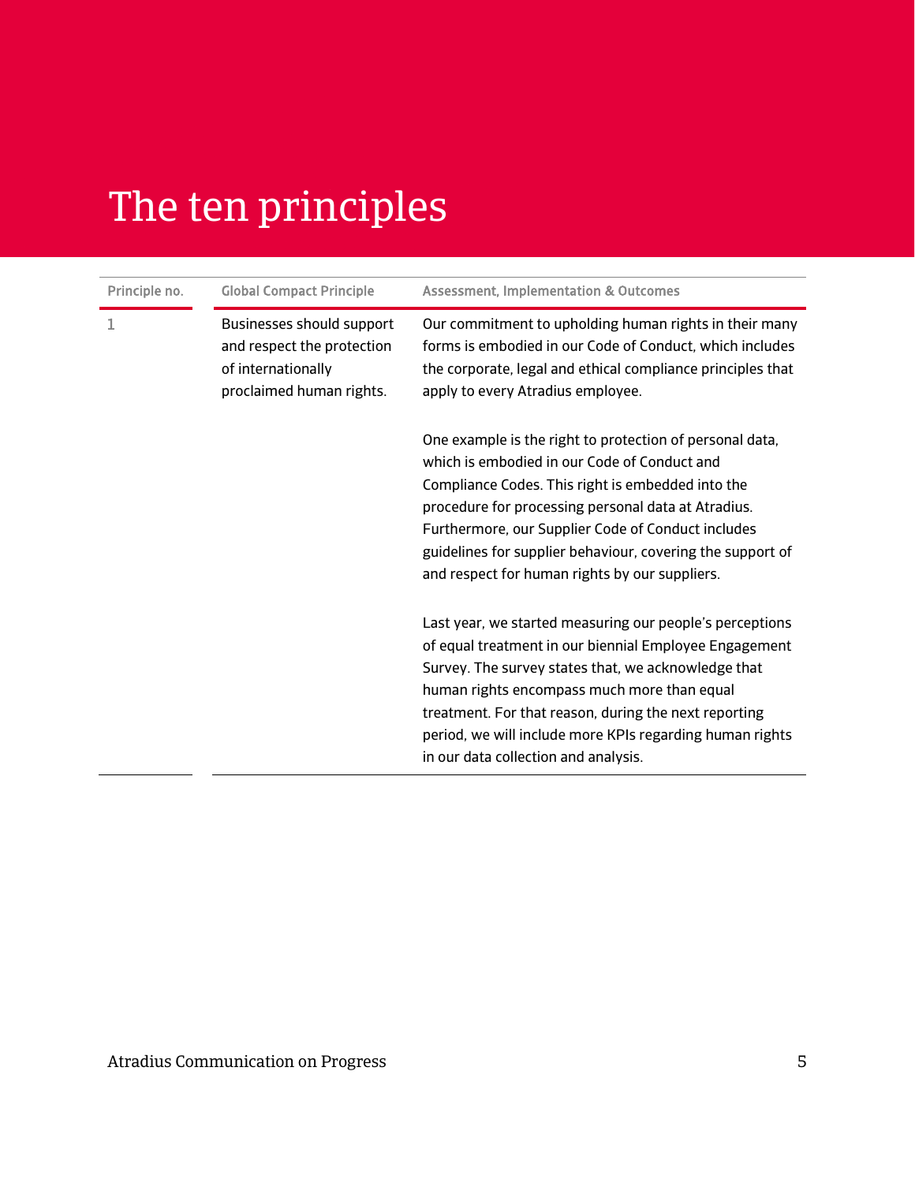# The ten principles

| Principle no. | Global Compact Principle | Assessment, Implementation & Outcomes |
| --- | --- | --- |
| 1 | Businesses should support and respect the protection of internationally proclaimed human rights. | Our commitment to upholding human rights in their many forms is embodied in our Code of Conduct, which includes the corporate, legal and ethical compliance principles that apply to every Atradius employee.<br><br>One example is the right to protection of personal data, which is embodied in our Code of Conduct and Compliance Codes. This right is embedded into the procedure for processing personal data at Atradius. Furthermore, our Supplier Code of Conduct includes guidelines for supplier behaviour, covering the support of and respect for human rights by our suppliers.<br><br>Last year, we started measuring our people's perceptions of equal treatment in our biennial Employee Engagement Survey. The survey states that, we acknowledge that human rights encompass much more than equal treatment. For that reason, during the next reporting period, we will include more KPIs regarding human rights in our data collection and analysis. |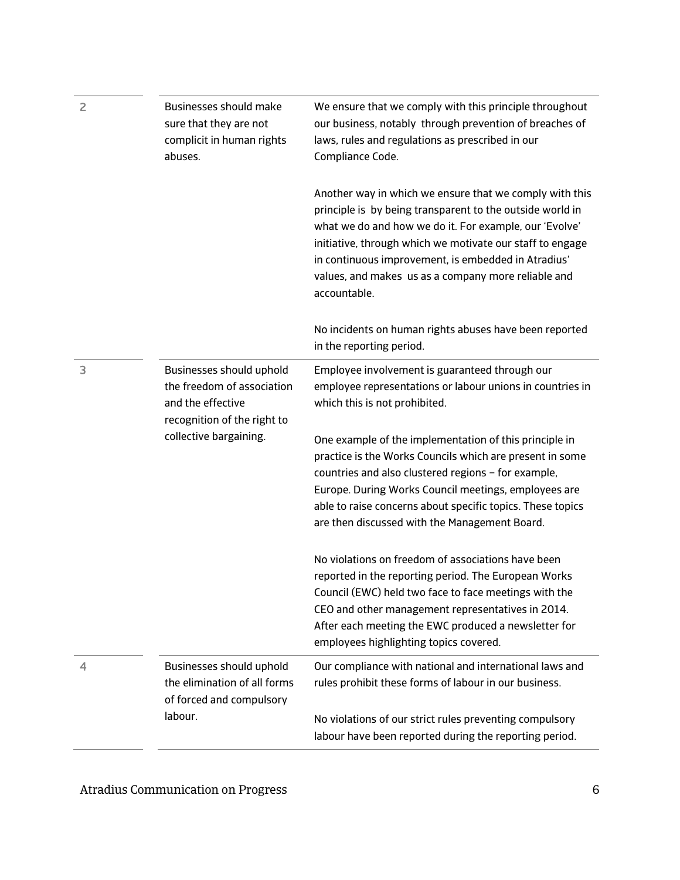| | | |
|---|---|---|
| 2 | Businesses should make sure that they are not complicit in human rights abuses. | We ensure that we comply with this principle throughout our business, notably through prevention of breaches of laws, rules and regulations as prescribed in our Compliance Code.<br><br>Another way in which we ensure that we comply with this principle is by being transparent to the outside world in what we do and how we do it. For example, our 'Evolve' initiative, through which we motivate our staff to engage in continuous improvement, is embedded in Atradius' values, and makes us as a company more reliable and accountable.<br><br>No incidents on human rights abuses have been reported in the reporting period. |
| 3 | Businesses should uphold the freedom of association and the effective recognition of the right to collective bargaining. | Employee involvement is guaranteed through our employee representations or labour unions in countries in which this is not prohibited.<br><br>One example of the implementation of this principle in practice is the Works Councils which are present in some countries and also clustered regions – for example, Europe. During Works Council meetings, employees are able to raise concerns about specific topics. These topics are then discussed with the Management Board.<br><br>No violations on freedom of associations have been reported in the reporting period. The European Works Council (EWC) held two face to face meetings with the CEO and other management representatives in 2014. After each meeting the EWC produced a newsletter for employees highlighting topics covered. |
| 4 | Businesses should uphold the elimination of all forms of forced and compulsory labour. | Our compliance with national and international laws and rules prohibit these forms of labour in our business.<br><br>No violations of our strict rules preventing compulsory labour have been reported during the reporting period. |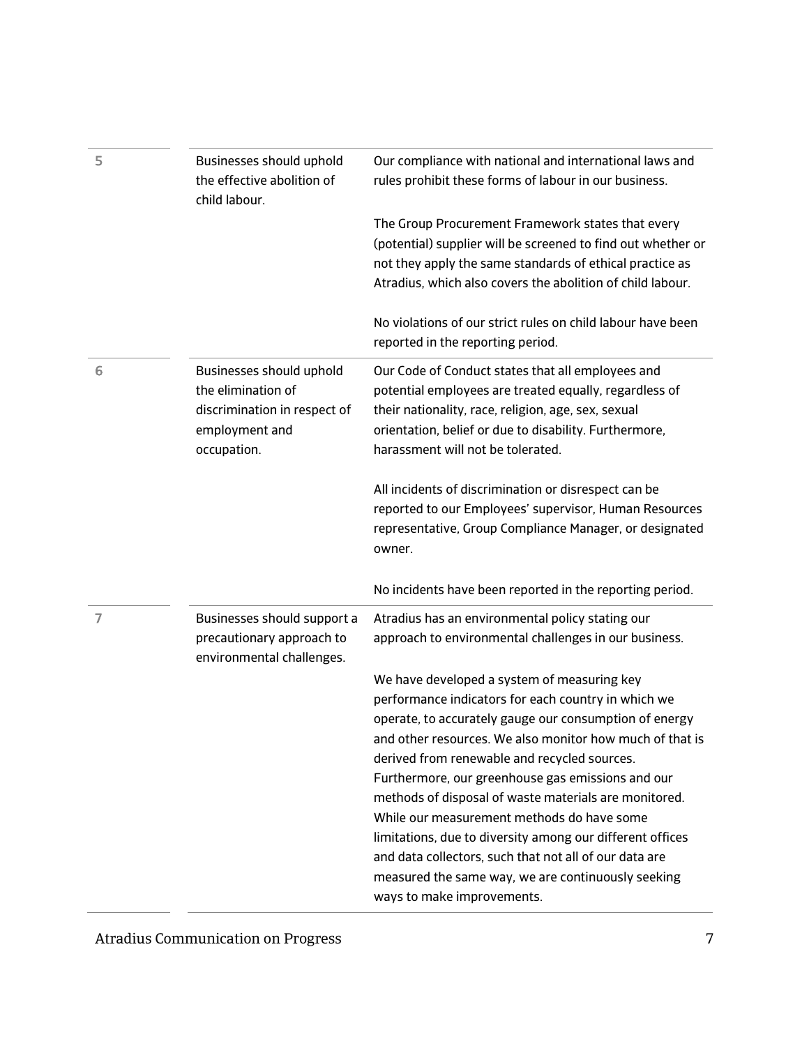| | | |
|---|---|---|
| 5 | Businesses should uphold the effective abolition of child labour. | Our compliance with national and international laws and rules prohibit these forms of labour in our business.<br><br>The Group Procurement Framework states that every (potential) supplier will be screened to find out whether or not they apply the same standards of ethical practice as Atradius, which also covers the abolition of child labour.<br><br>No violations of our strict rules on child labour have been reported in the reporting period. |
| 6 | Businesses should uphold the elimination of discrimination in respect of employment and occupation. | Our Code of Conduct states that all employees and potential employees are treated equally, regardless of their nationality, race, religion, age, sex, sexual orientation, belief or due to disability. Furthermore, harassment will not be tolerated.<br><br>All incidents of discrimination or disrespect can be reported to our Employees' supervisor, Human Resources representative, Group Compliance Manager, or designated owner.<br><br>No incidents have been reported in the reporting period. |
| 7 | Businesses should support a precautionary approach to environmental challenges. | Atradius has an environmental policy stating our approach to environmental challenges in our business.<br><br>We have developed a system of measuring key performance indicators for each country in which we operate, to accurately gauge our consumption of energy and other resources. We also monitor how much of that is derived from renewable and recycled sources. Furthermore, our greenhouse gas emissions and our methods of disposal of waste materials are monitored. While our measurement methods do have some limitations, due to diversity among our different offices and data collectors, such that not all of our data are measured the same way, we are continuously seeking ways to make improvements. |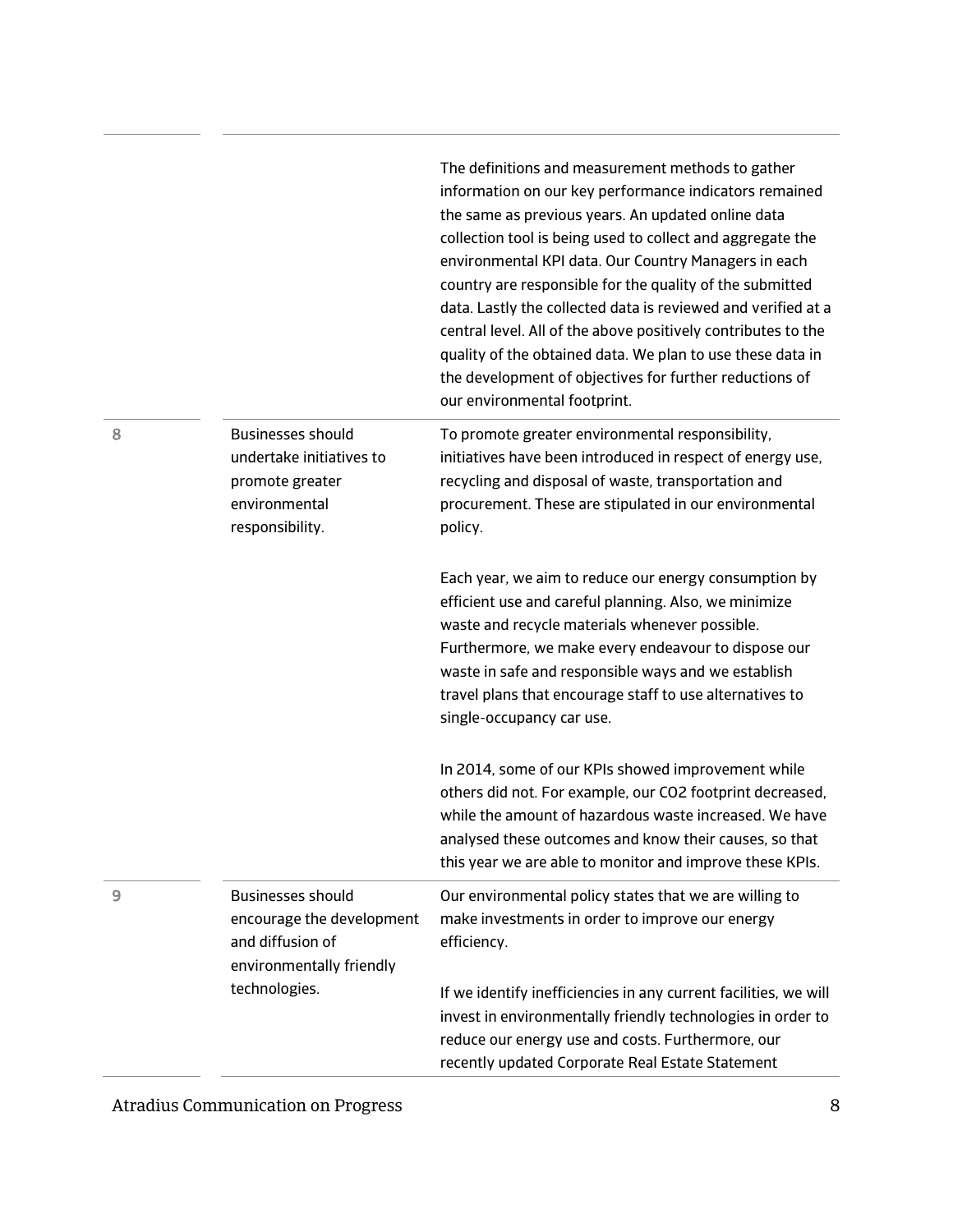| | | |
|---|---|---|
| | | The definitions and measurement methods to gather information on our key performance indicators remained the same as previous years. An updated online data collection tool is being used to collect and aggregate the environmental KPI data. Our Country Managers in each country are responsible for the quality of the submitted data. Lastly the collected data is reviewed and verified at a central level. All of the above positively contributes to the quality of the obtained data. We plan to use these data in the development of objectives for further reductions of our environmental footprint. |
| 8 | Businesses should undertake initiatives to promote greater environmental responsibility. | To promote greater environmental responsibility, initiatives have been introduced in respect of energy use, recycling and disposal of waste, transportation and procurement. These are stipulated in our environmental policy.<br><br>Each year, we aim to reduce our energy consumption by efficient use and careful planning. Also, we minimize waste and recycle materials whenever possible. Furthermore, we make every endeavour to dispose our waste in safe and responsible ways and we establish travel plans that encourage staff to use alternatives to single-occupancy car use.<br><br>In 2014, some of our KPIs showed improvement while others did not. For example, our $CO_2$ footprint decreased, while the amount of hazardous waste increased. We have analysed these outcomes and know their causes, so that this year we are able to monitor and improve these KPIs. |
| 9 | Businesses should encourage the development and diffusion of environmentally friendly technologies. | Our environmental policy states that we are willing to make investments in order to improve our energy efficiency.<br><br>If we identify inefficiencies in any current facilities, we will invest in environmentally friendly technologies in order to reduce our energy use and costs. Furthermore, our recently updated Corporate Real Estate Statement |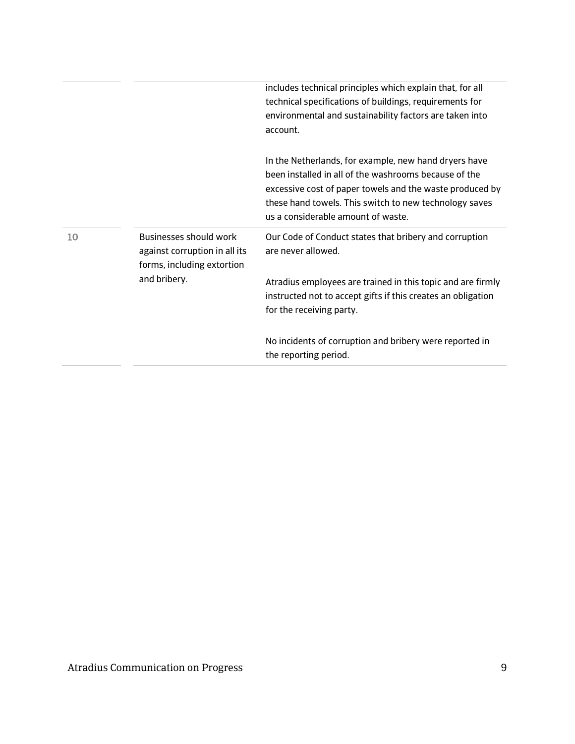| | | |
|---|---|---|
| | | includes technical principles which explain that, for all technical specifications of buildings, requirements for environmental and sustainability factors are taken into account.<br><br>In the Netherlands, for example, new hand dryers have been installed in all of the washrooms because of the excessive cost of paper towels and the waste produced by these hand towels. This switch to new technology saves us a considerable amount of waste. |
| 10 | Businesses should work against corruption in all its forms, including extortion and bribery. | Our Code of Conduct states that bribery and corruption are never allowed.<br><br>Atradius employees are trained in this topic and are firmly instructed not to accept gifts if this creates an obligation for the receiving party.<br><br>No incidents of corruption and bribery were reported in the reporting period. |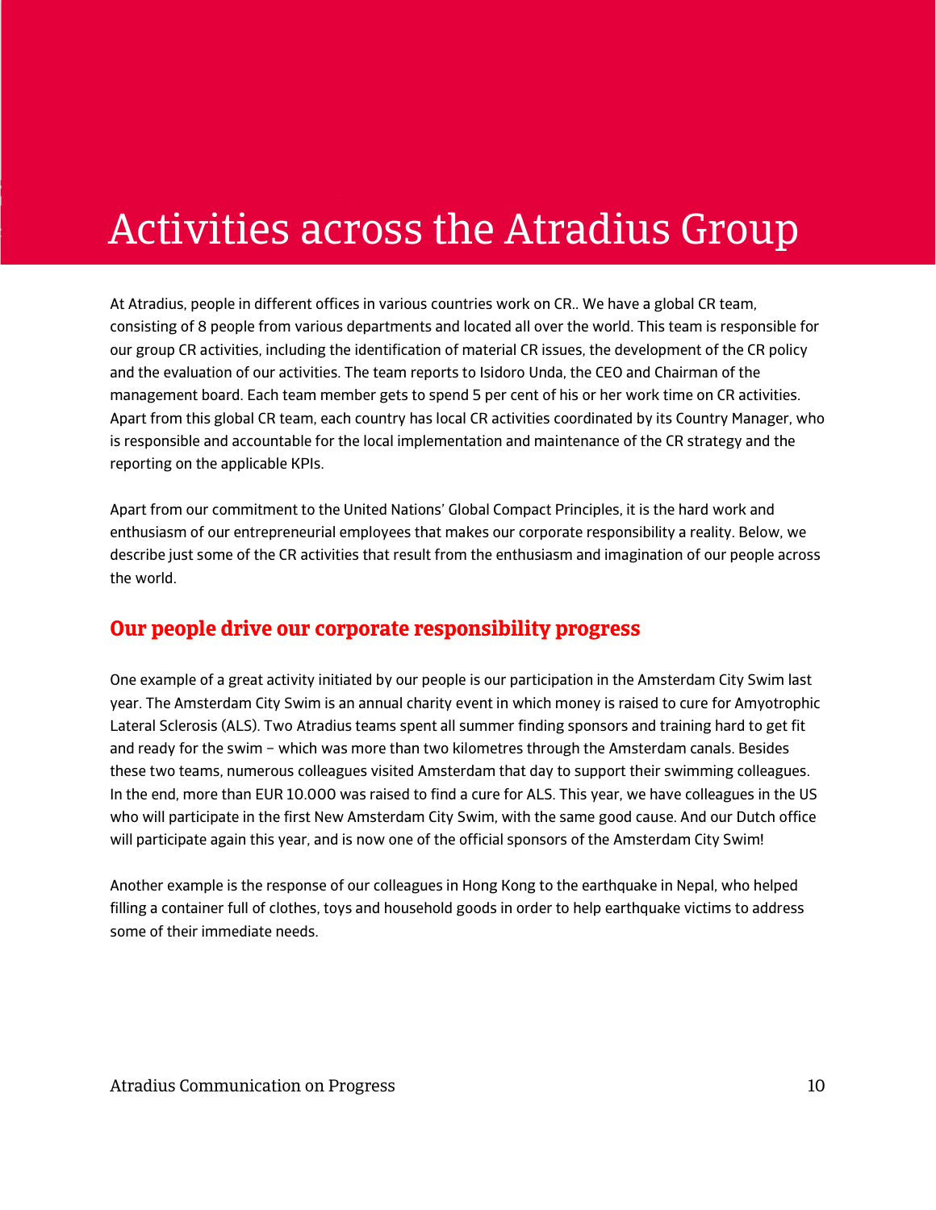# Activities across the Atradius Group

At Atradius, people in different offices in various countries work on CR.. We have a global CR team, consisting of 8 people from various departments and located all over the world. This team is responsible for our group CR activities, including the identification of material CR issues, the development of the CR policy and the evaluation of our activities. The team reports to Isidoro Unda, the CEO and Chairman of the management board. Each team member gets to spend 5 per cent of his or her work time on CR activities. Apart from this global CR team, each country has local CR activities coordinated by its Country Manager, who is responsible and accountable for the local implementation and maintenance of the CR strategy and the reporting on the applicable KPIs.

Apart from our commitment to the United Nations' Global Compact Principles, it is the hard work and enthusiasm of our entrepreneurial employees that makes our corporate responsibility a reality. Below, we describe just some of the CR activities that result from the enthusiasm and imagination of our people across the world.

## Our people drive our corporate responsibility progress

One example of a great activity initiated by our people is our participation in the Amsterdam City Swim last year. The Amsterdam City Swim is an annual charity event in which money is raised to cure for Amyotrophic Lateral Sclerosis (ALS). Two Atradius teams spent all summer finding sponsors and training hard to get fit and ready for the swim – which was more than two kilometres through the Amsterdam canals. Besides these two teams, numerous colleagues visited Amsterdam that day to support their swimming colleagues. In the end, more than EUR 10.000 was raised to find a cure for ALS. This year, we have colleagues in the US who will participate in the first New Amsterdam City Swim, with the same good cause. And our Dutch office will participate again this year, and is now one of the official sponsors of the Amsterdam City Swim!

Another example is the response of our colleagues in Hong Kong to the earthquake in Nepal, who helped filling a container full of clothes, toys and household goods in order to help earthquake victims to address some of their immediate needs.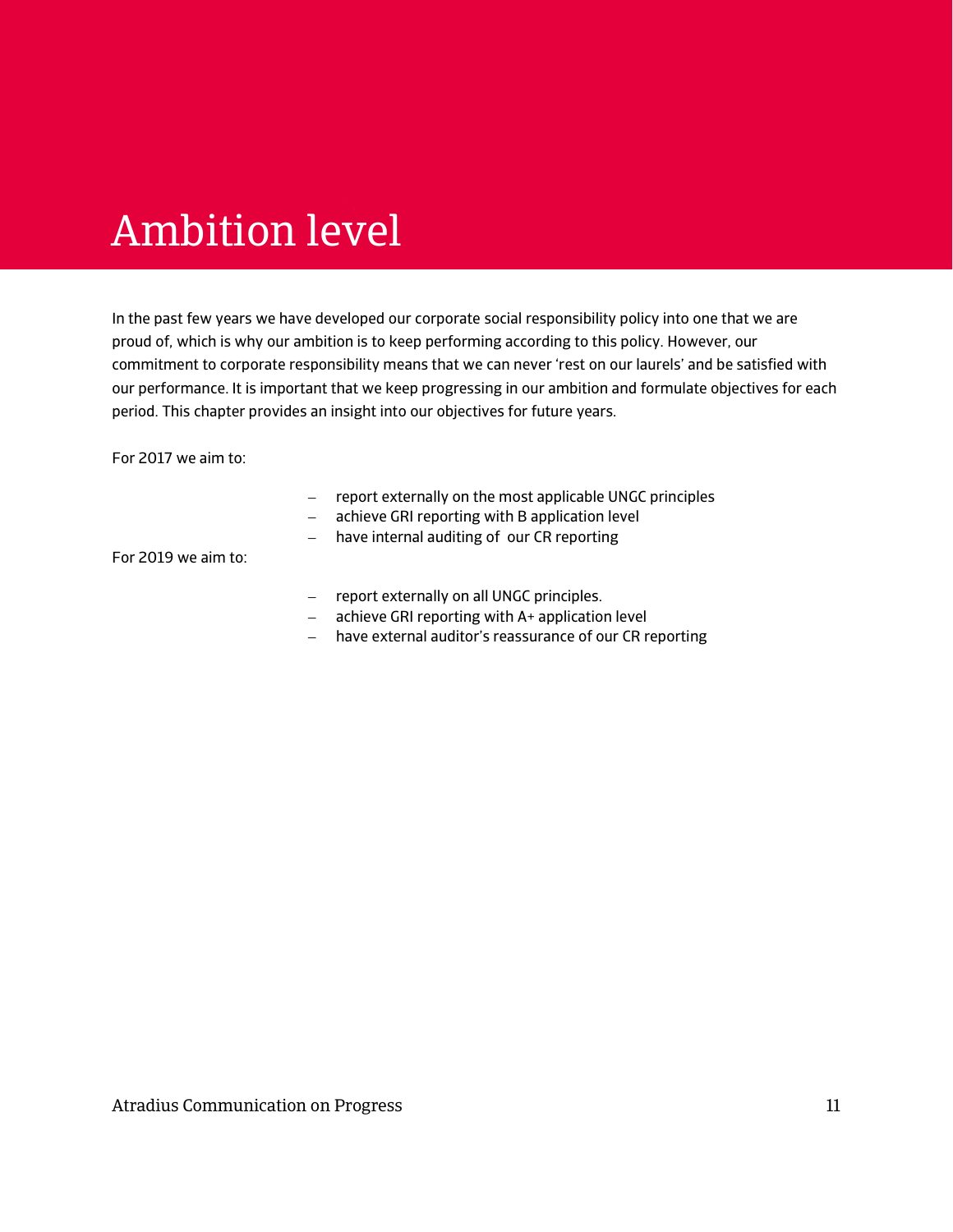# Ambition level

In the past few years we have developed our corporate social responsibility policy into one that we are proud of, which is why our ambition is to keep performing according to this policy. However, our commitment to corporate responsibility means that we can never 'rest on our laurels' and be satisfied with our performance. It is important that we keep progressing in our ambition and formulate objectives for each period. This chapter provides an insight into our objectives for future years.

For 2017 we aim to:

- report externally on the most applicable UNGC principles
- achieve GRI reporting with B application level
- have internal auditing of our CR reporting

For 2019 we aim to:

- report externally on all UNGC principles.
- achieve GRI reporting with A+ application level
- have external auditor's reassurance of our CR reporting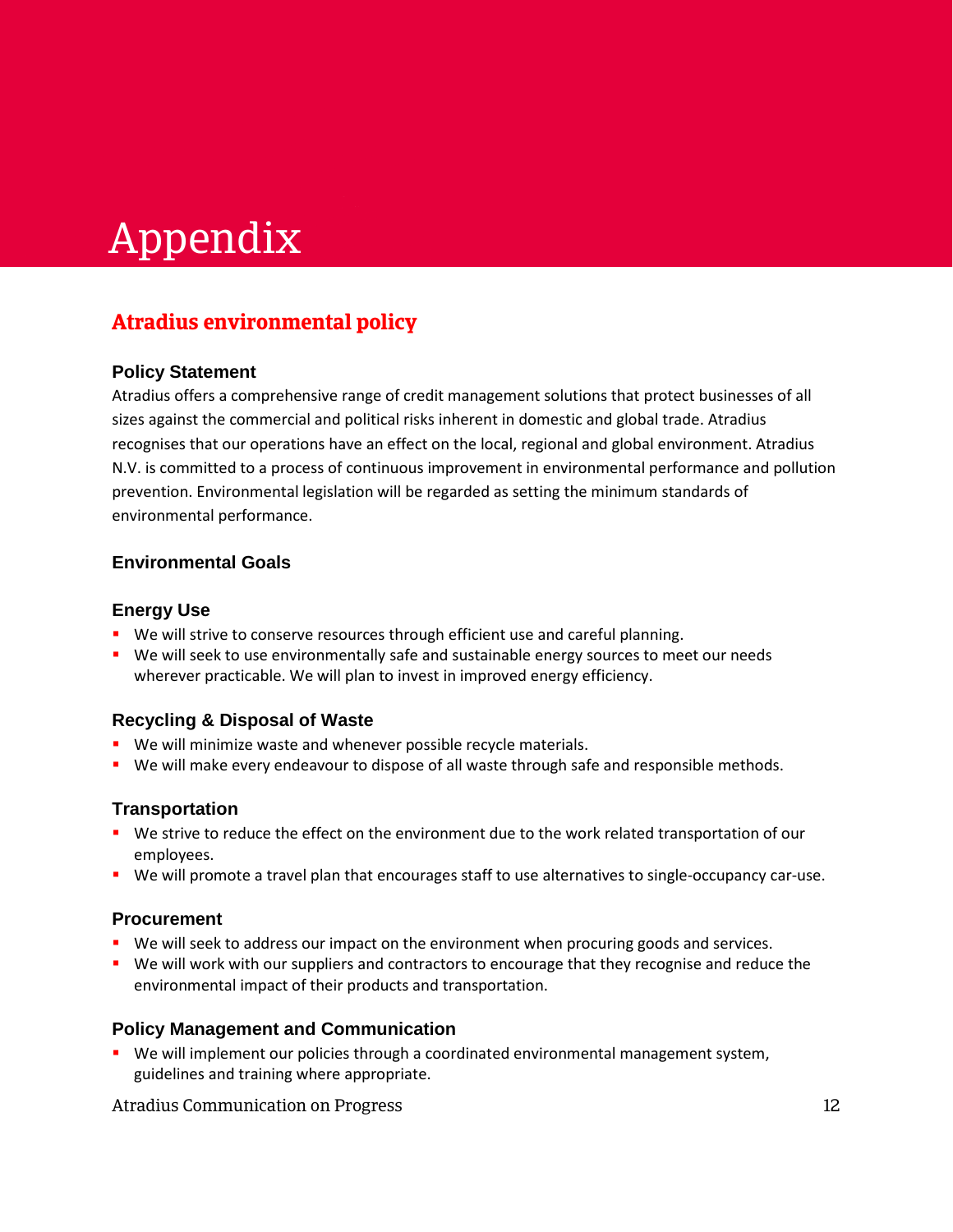# Appendix

## Atradius environmental policy

### Policy Statement

Atradius offers a comprehensive range of credit management solutions that protect businesses of all sizes against the commercial and political risks inherent in domestic and global trade. Atradius recognises that our operations have an effect on the local, regional and global environment. Atradius N.V. is committed to a process of continuous improvement in environmental performance and pollution prevention. Environmental legislation will be regarded as setting the minimum standards of environmental performance.

### Environmental Goals

#### Energy Use

- We will strive to conserve resources through efficient use and careful planning.
- We will seek to use environmentally safe and sustainable energy sources to meet our needs wherever practicable. We will plan to invest in improved energy efficiency.

#### Recycling & Disposal of Waste

- We will minimize waste and whenever possible recycle materials.
- We will make every endeavour to dispose of all waste through safe and responsible methods.

#### Transportation

- We strive to reduce the effect on the environment due to the work related transportation of our employees.
- We will promote a travel plan that encourages staff to use alternatives to single-occupancy car-use.

#### Procurement

- We will seek to address our impact on the environment when procuring goods and services.
- We will work with our suppliers and contractors to encourage that they recognise and reduce the environmental impact of their products and transportation.

#### Policy Management and Communication

- We will implement our policies through a coordinated environmental management system, guidelines and training where appropriate.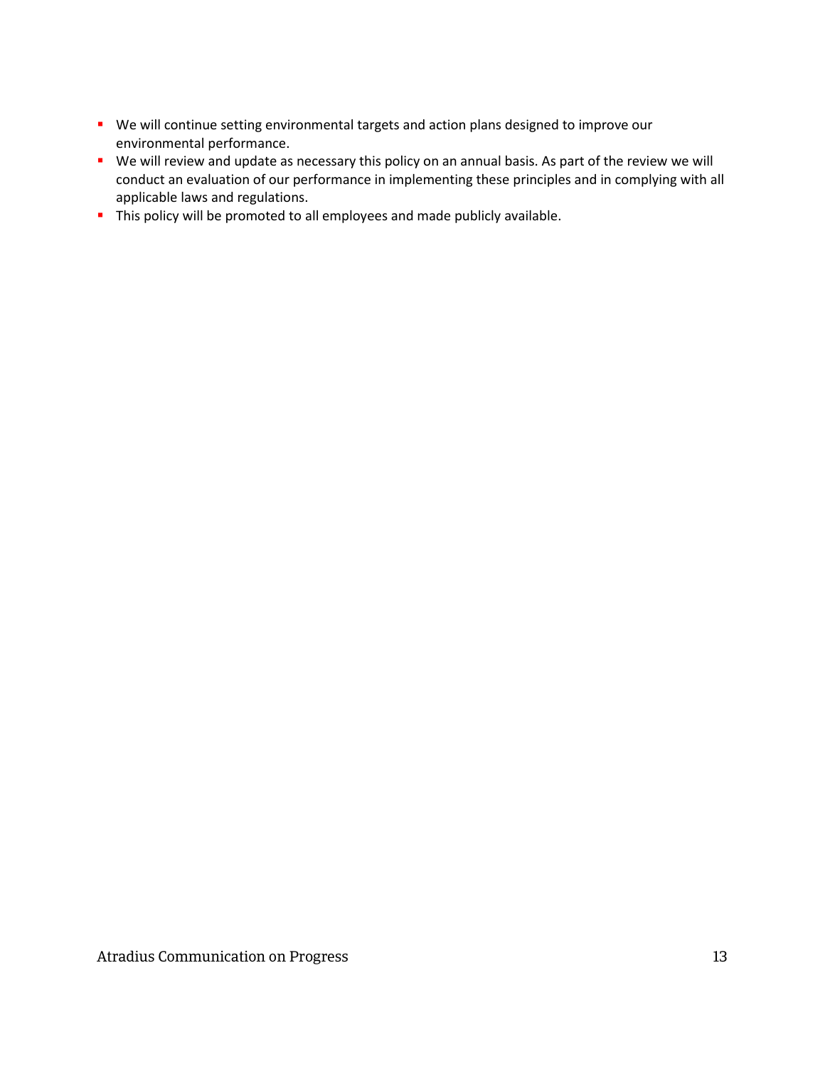- We will continue setting environmental targets and action plans designed to improve our environmental performance.
- We will review and update as necessary this policy on an annual basis. As part of the review we will conduct an evaluation of our performance in implementing these principles and in complying with all applicable laws and regulations.
- This policy will be promoted to all employees and made publicly available.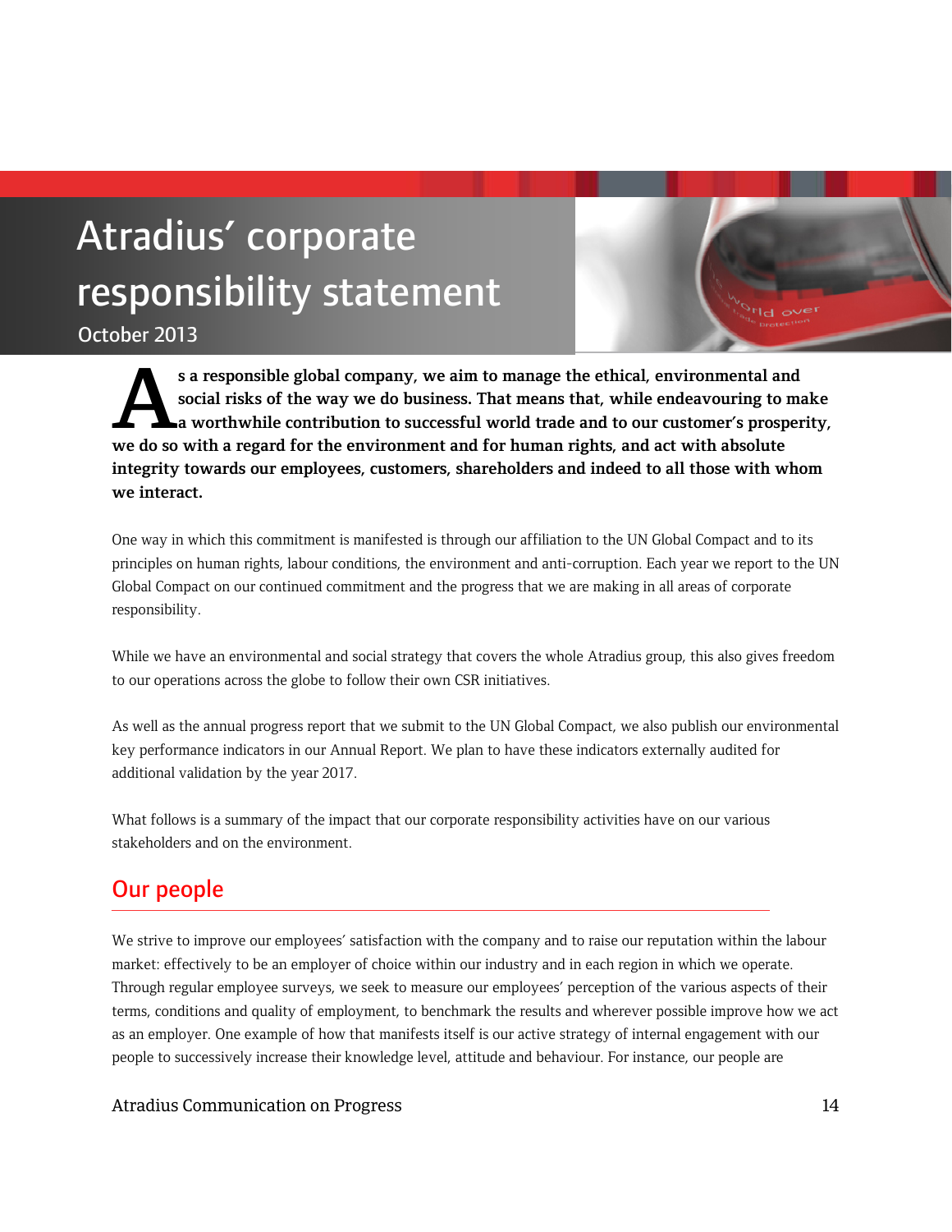# Atradius' corporate responsibility statement

October 2013

**As a responsible global company, we aim to manage the ethical, environmental and social risks of the way we do business. That means that, while endeavouring to make a worthwhile contribution to successful world trade and to our customer's prosperity, we do so with a regard for the environment and for human rights, and act with absolute integrity towards our employees, customers, shareholders and indeed to all those with whom we interact.**

One way in which this commitment is manifested is through our affiliation to the UN Global Compact and to its principles on human rights, labour conditions, the environment and anti-corruption. Each year we report to the UN Global Compact on our continued commitment and the progress that we are making in all areas of corporate responsibility.

While we have an environmental and social strategy that covers the whole Atradius group, this also gives freedom to our operations across the globe to follow their own CSR initiatives.

As well as the annual progress report that we submit to the UN Global Compact, we also publish our environmental key performance indicators in our Annual Report. We plan to have these indicators externally audited for additional validation by the year 2017.

What follows is a summary of the impact that our corporate responsibility activities have on our various stakeholders and on the environment.

## Our people

We strive to improve our employees' satisfaction with the company and to raise our reputation within the labour market: effectively to be an employer of choice within our industry and in each region in which we operate. Through regular employee surveys, we seek to measure our employees' perception of the various aspects of their terms, conditions and quality of employment, to benchmark the results and wherever possible improve how we act as an employer. One example of how that manifests itself is our active strategy of internal engagement with our people to successively increase their knowledge level, attitude and behaviour. For instance, our people are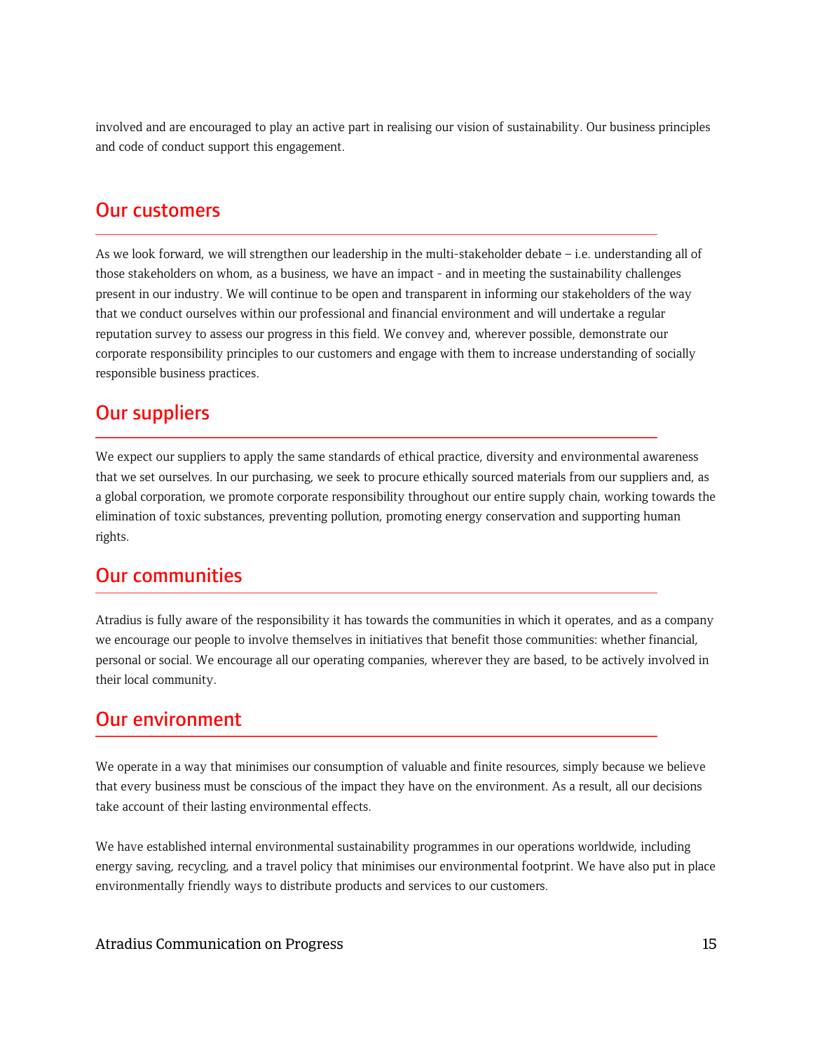involved and are encouraged to play an active part in realising our vision of sustainability. Our business principles and code of conduct support this engagement.

## Our customers

As we look forward, we will strengthen our leadership in the multi-stakeholder debate – i.e. understanding all of those stakeholders on whom, as a business, we have an impact - and in meeting the sustainability challenges present in our industry. We will continue to be open and transparent in informing our stakeholders of the way that we conduct ourselves within our professional and financial environment and will undertake a regular reputation survey to assess our progress in this field. We convey and, wherever possible, demonstrate our corporate responsibility principles to our customers and engage with them to increase understanding of socially responsible business practices.

## Our suppliers

We expect our suppliers to apply the same standards of ethical practice, diversity and environmental awareness that we set ourselves. In our purchasing, we seek to procure ethically sourced materials from our suppliers and, as a global corporation, we promote corporate responsibility throughout our entire supply chain, working towards the elimination of toxic substances, preventing pollution, promoting energy conservation and supporting human rights.

## Our communities

Atradius is fully aware of the responsibility it has towards the communities in which it operates, and as a company we encourage our people to involve themselves in initiatives that benefit those communities: whether financial, personal or social. We encourage all our operating companies, wherever they are based, to be actively involved in their local community.

## Our environment

We operate in a way that minimises our consumption of valuable and finite resources, simply because we believe that every business must be conscious of the impact they have on the environment. As a result, all our decisions take account of their lasting environmental effects.

We have established internal environmental sustainability programmes in our operations worldwide, including energy saving, recycling, and a travel policy that minimises our environmental footprint. We have also put in place environmentally friendly ways to distribute products and services to our customers.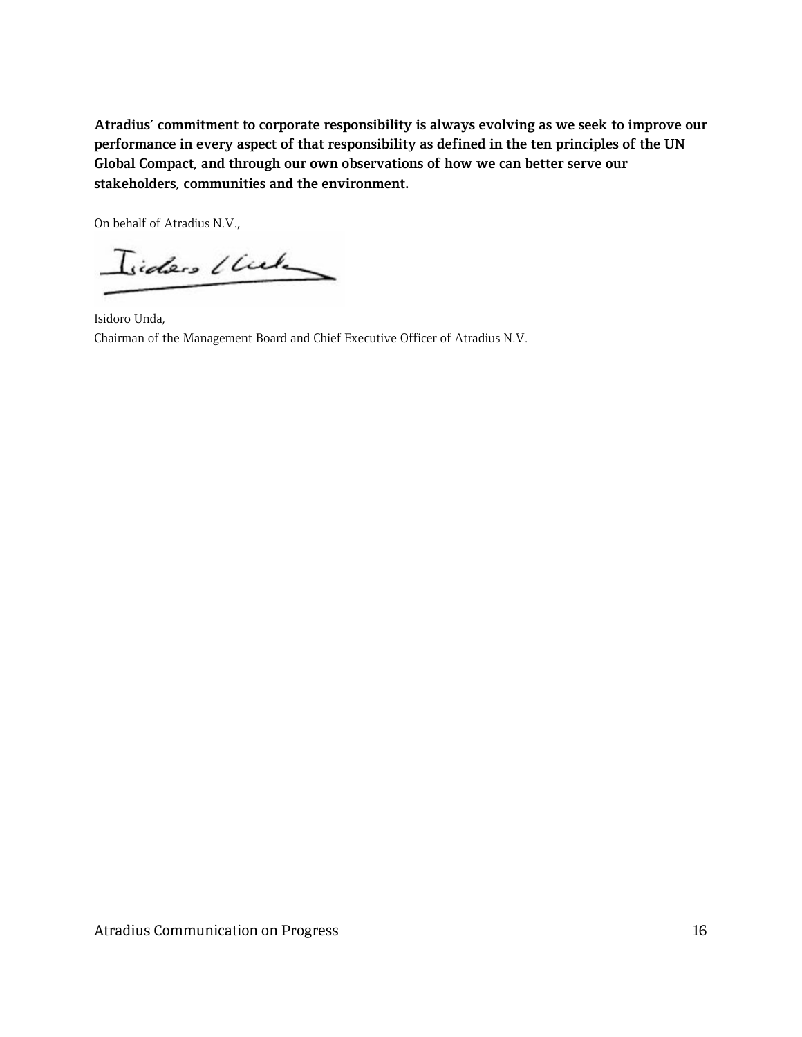**Atradius' commitment to corporate responsibility is always evolving as we seek to improve our performance in every aspect of that responsibility as defined in the ten principles of the UN Global Compact, and through our own observations of how we can better serve our stakeholders, communities and the environment.**

On behalf of Atradius N.V.,

Isidoro Unda,
Chairman of the Management Board and Chief Executive Officer of Atradius N.V.